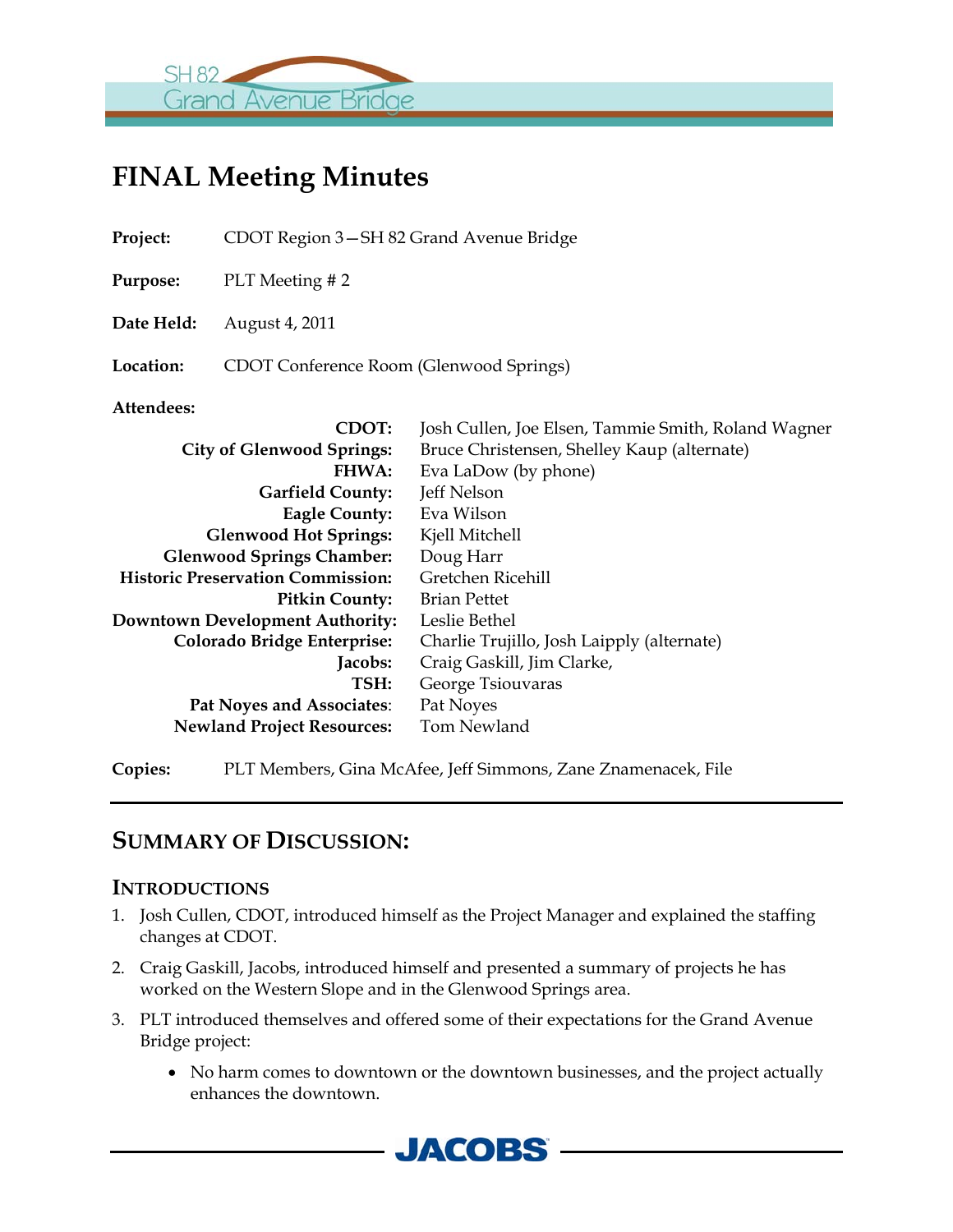# FINAL Meeting Minutes

**Project:** CDOT Region 3—SH 82 Grand Avenue Bridge

**Purpose:** PLT Meeting # 2

**Date Held:** August 4, 2011

**Location:** CDOT Conference Room (Glenwood Springs)

**Attendees:**

| | |
|---|---|
| **CDOT:** | Josh Cullen, Joe Elsen, Tammie Smith, Roland Wagner |
| **City of Glenwood Springs:** | Bruce Christensen, Shelley Kaup (alternate) |
| **FHWA:** | Eva LaDow (by phone) |
| **Garfield County:** | Jeff Nelson |
| **Eagle County:** | Eva Wilson |
| **Glenwood Hot Springs:** | Kjell Mitchell |
| **Glenwood Springs Chamber:** | Doug Harr |
| **Historic Preservation Commission:** | Gretchen Ricehill |
| **Pitkin County:** | Brian Pettet |
| **Downtown Development Authority:** | Leslie Bethel |
| **Colorado Bridge Enterprise:** | Charlie Trujillo, Josh Laipply (alternate) |
| **Jacobs:** | Craig Gaskill, Jim Clarke, |
| **TSH:** | George Tsiouvaras |
| **Pat Noyes and Associates:** | Pat Noyes |
| **Newland Project Resources:** | Tom Newland |

**Copies:** PLT Members, Gina McAfee, Jeff Simmons, Zane Znamenacek, File

## Summary of Discussion:

### Introductions

1. Josh Cullen, CDOT, introduced himself as the Project Manager and explained the staffing changes at CDOT.
2. Craig Gaskill, Jacobs, introduced himself and presented a summary of projects he has worked on the Western Slope and in the Glenwood Springs area.
3. PLT introduced themselves and offered some of their expectations for the Grand Avenue Bridge project:
   - No harm comes to downtown or the downtown businesses, and the project actually enhances the downtown.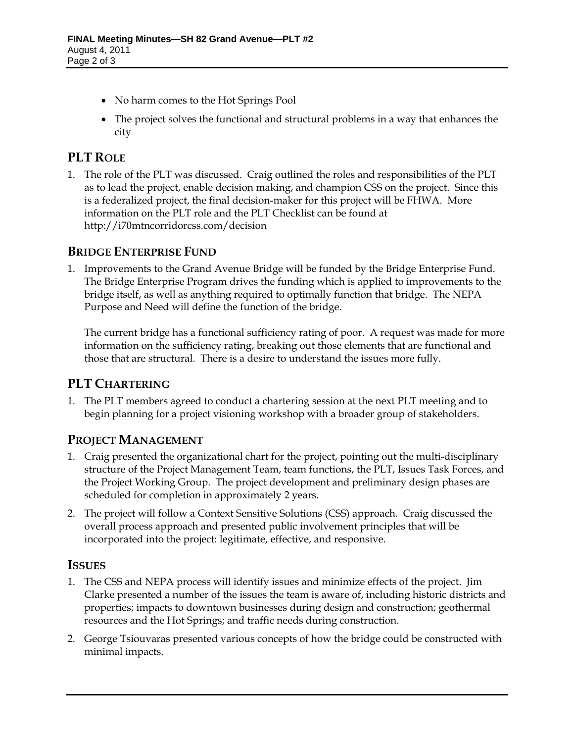- No harm comes to the Hot Springs Pool
- The project solves the functional and structural problems in a way that enhances the city

## PLT Role

1. The role of the PLT was discussed. Craig outlined the roles and responsibilities of the PLT as to lead the project, enable decision making, and champion CSS on the project. Since this is a federalized project, the final decision-maker for this project will be FHWA. More information on the PLT role and the PLT Checklist can be found at http://i70mtncorridorcss.com/decision

## Bridge Enterprise Fund

1. Improvements to the Grand Avenue Bridge will be funded by the Bridge Enterprise Fund. The Bridge Enterprise Program drives the funding which is applied to improvements to the bridge itself, as well as anything required to optimally function that bridge. The NEPA Purpose and Need will define the function of the bridge.

   The current bridge has a functional sufficiency rating of poor. A request was made for more information on the sufficiency rating, breaking out those elements that are functional and those that are structural. There is a desire to understand the issues more fully.

## PLT Chartering

1. The PLT members agreed to conduct a chartering session at the next PLT meeting and to begin planning for a project visioning workshop with a broader group of stakeholders.

## Project Management

1. Craig presented the organizational chart for the project, pointing out the multi-disciplinary structure of the Project Management Team, team functions, the PLT, Issues Task Forces, and the Project Working Group. The project development and preliminary design phases are scheduled for completion in approximately 2 years.
2. The project will follow a Context Sensitive Solutions (CSS) approach. Craig discussed the overall process approach and presented public involvement principles that will be incorporated into the project: legitimate, effective, and responsive.

## Issues

1. The CSS and NEPA process will identify issues and minimize effects of the project. Jim Clarke presented a number of the issues the team is aware of, including historic districts and properties; impacts to downtown businesses during design and construction; geothermal resources and the Hot Springs; and traffic needs during construction.
2. George Tsiouvaras presented various concepts of how the bridge could be constructed with minimal impacts.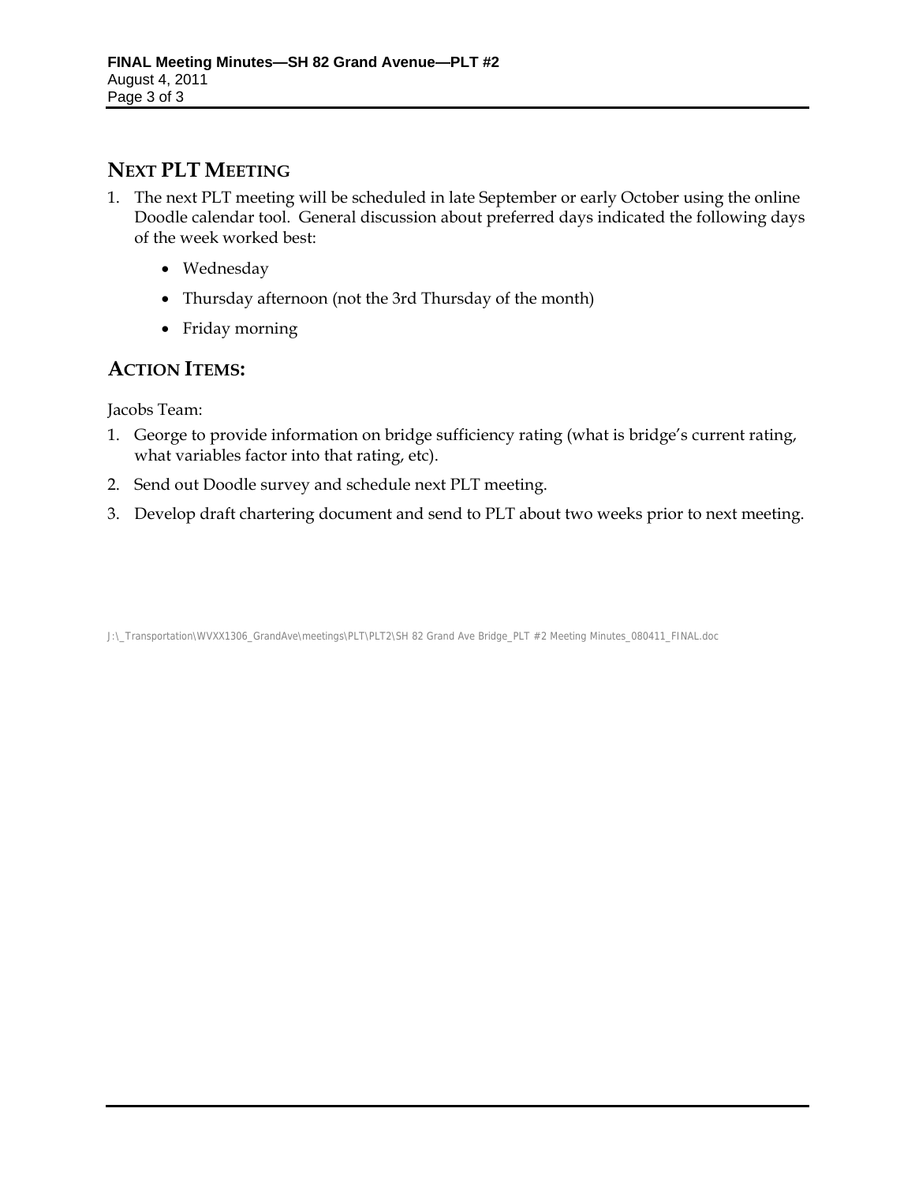## NEXT PLT MEETING

1. The next PLT meeting will be scheduled in late September or early October using the online Doodle calendar tool. General discussion about preferred days indicated the following days of the week worked best:

   - Wednesday
   - Thursday afternoon (not the 3rd Thursday of the month)
   - Friday morning

## ACTION ITEMS:

Jacobs Team:

1. George to provide information on bridge sufficiency rating (what is bridge's current rating, what variables factor into that rating, etc).
2. Send out Doodle survey and schedule next PLT meeting.
3. Develop draft chartering document and send to PLT about two weeks prior to next meeting.

J:\_Transportation\WVXX1306_GrandAve\meetings\PLT\PLT2\SH 82 Grand Ave Bridge_PLT #2 Meeting Minutes_080411_FINAL.doc